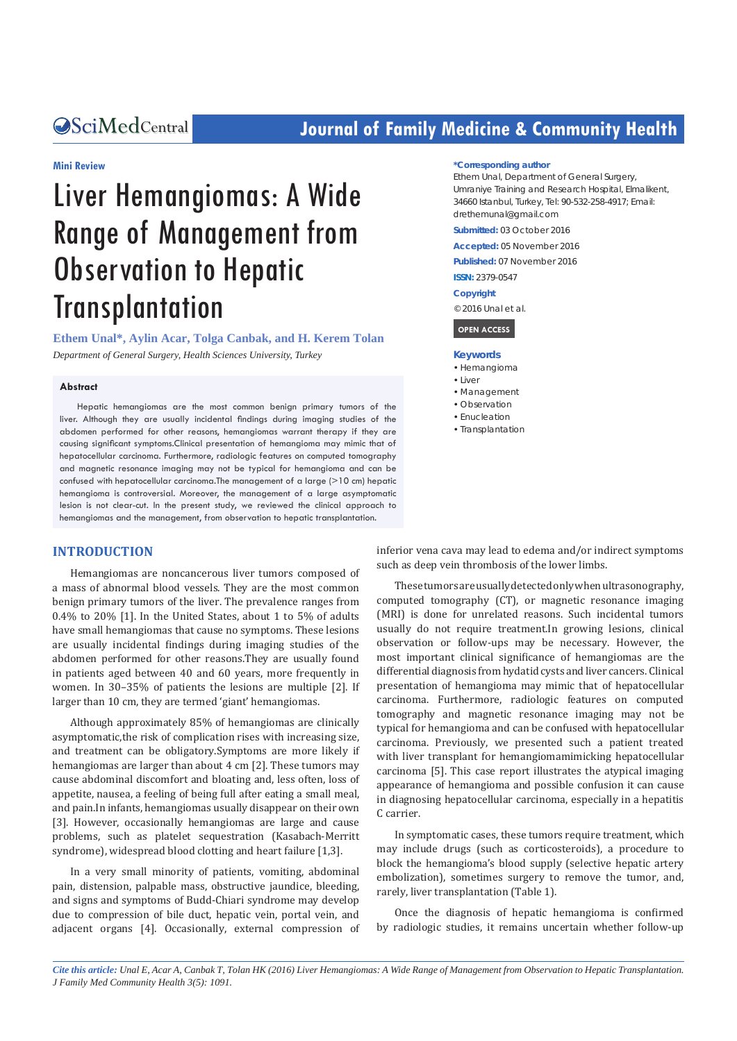Mini Review

# Liver Hemangiomas: A Wide Range of Management from Observation to Hepatic Transplantation

**Ethem Unal*, Aylin Acar, Tolga Canbak, and H. Kerem Tolan**

*Department of General Surgery, Health Sciences University, Turkey*

**\*Corresponding author**

Ethem Unal, Department of General Surgery, Umraniye Training and Research Hospital, Elmalikent, 34660 Istanbul, Turkey, Tel: 90-532-258-4917; Email: drethemunal@gmail.com

**Submitted:** 03 October 2016

**Accepted:** 05 November 2016

**Published:** 07 November 2016

**ISSN:** 2379-0547

**Copyright**

© 2016 Unal et al.

OPEN ACCESS

**Keywords**

- Hemangioma
- Liver
- Management
- Observation
- Enucleation
- Transplantation

### Abstract

Hepatic hemangiomas are the most common benign primary tumors of the liver. Although they are usually incidental findings during imaging studies of the abdomen performed for other reasons, hemangiomas warrant therapy if they are causing significant symptoms.Clinical presentation of hemangioma may mimic that of hepatocellular carcinoma. Furthermore, radiologic features on computed tomography and magnetic resonance imaging may not be typical for hemangioma and can be confused with hepatocellular carcinoma.The management of a large (>10 cm) hepatic hemangioma is controversial. Moreover, the management of a large asymptomatic lesion is not clear-cut. In the present study, we reviewed the clinical approach to hemangiomas and the management, from observation to hepatic transplantation.

## INTRODUCTION

Hemangiomas are noncancerous liver tumors composed of a mass of abnormal blood vessels. They are the most common benign primary tumors of the liver. The prevalence ranges from 0.4% to 20% [1]. In the United States, about 1 to 5% of adults have small hemangiomas that cause no symptoms. These lesions are usually incidental findings during imaging studies of the abdomen performed for other reasons.They are usually found in patients aged between 40 and 60 years, more frequently in women. In 30–35% of patients the lesions are multiple [2]. If larger than 10 cm, they are termed 'giant' hemangiomas.

Although approximately 85% of hemangiomas are clinically asymptomatic,the risk of complication rises with increasing size, and treatment can be obligatory.Symptoms are more likely if hemangiomas are larger than about 4 cm [2]. These tumors may cause abdominal discomfort and bloating and, less often, loss of appetite, nausea, a feeling of being full after eating a small meal, and pain.In infants, hemangiomas usually disappear on their own [3]. However, occasionally hemangiomas are large and cause problems, such as platelet sequestration (Kasabach-Merritt syndrome), widespread blood clotting and heart failure [1,3].

In a very small minority of patients, vomiting, abdominal pain, distension, palpable mass, obstructive jaundice, bleeding, and signs and symptoms of Budd-Chiari syndrome may develop due to compression of bile duct, hepatic vein, portal vein, and adjacent organs [4]. Occasionally, external compression of inferior vena cava may lead to edema and/or indirect symptoms such as deep vein thrombosis of the lower limbs.

These tumors are usually detected only when ultrasonography, computed tomography (CT), or magnetic resonance imaging (MRI) is done for unrelated reasons. Such incidental tumors usually do not require treatment.In growing lesions, clinical observation or follow-ups may be necessary. However, the most important clinical significance of hemangiomas are the differential diagnosis from hydatid cysts and liver cancers. Clinical presentation of hemangioma may mimic that of hepatocellular carcinoma. Furthermore, radiologic features on computed tomography and magnetic resonance imaging may not be typical for hemangioma and can be confused with hepatocellular carcinoma. Previously, we presented such a patient treated with liver transplant for hemangiomamimicking hepatocellular carcinoma [5]. This case report illustrates the atypical imaging appearance of hemangioma and possible confusion it can cause in diagnosing hepatocellular carcinoma, especially in a hepatitis C carrier.

In symptomatic cases, these tumors require treatment, which may include drugs (such as corticosteroids), a procedure to block the hemangioma's blood supply (selective hepatic artery embolization), sometimes surgery to remove the tumor, and, rarely, liver transplantation (Table 1).

Once the diagnosis of hepatic hemangioma is confirmed by radiologic studies, it remains uncertain whether follow-up

*Cite this article: Unal E, Acar A, Canbak T, Tolan HK (2016) Liver Hemangiomas: A Wide Range of Management from Observation to Hepatic Transplantation. J Family Med Community Health 3(5): 1091.*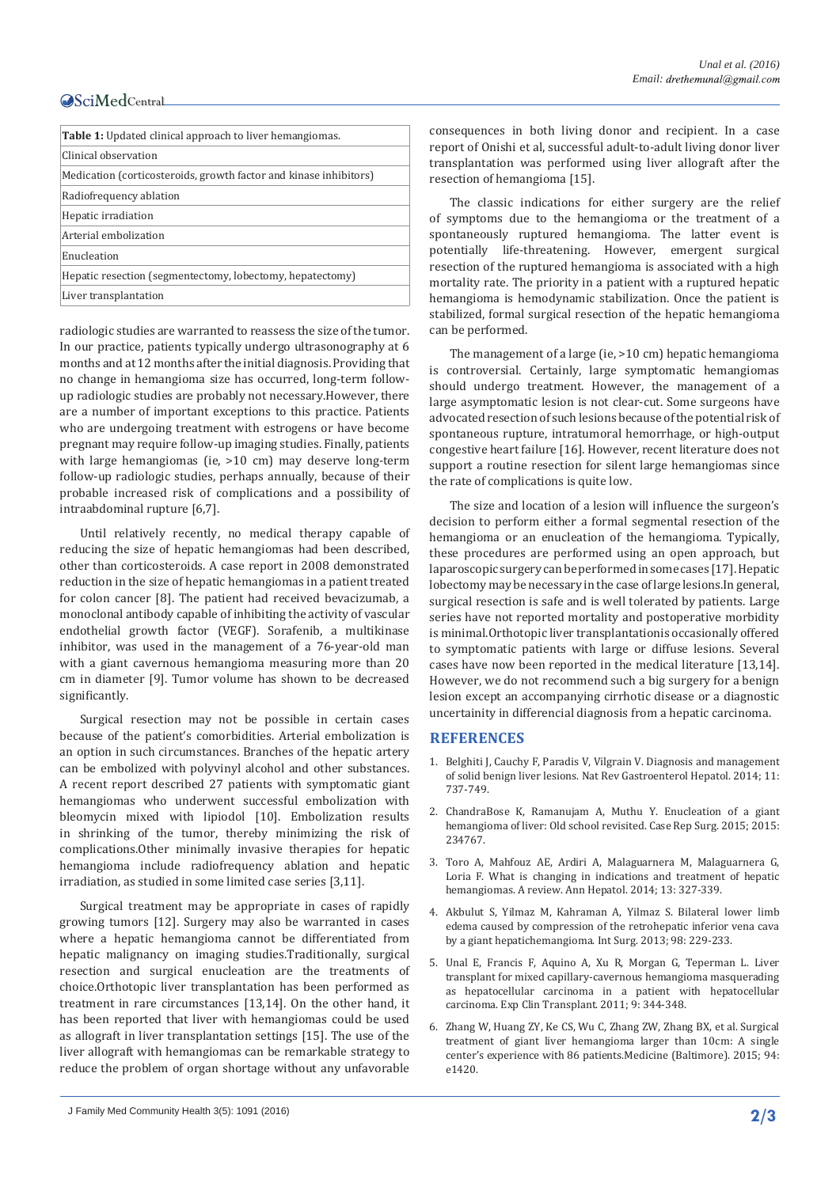| Table 1: Updated clinical approach to liver hemangiomas. |
|---|
| Clinical observation |
| Medication (corticosteroids, growth factor and kinase inhibitors) |
| Radiofrequency ablation |
| Hepatic irradiation |
| Arterial embolization |
| Enucleation |
| Hepatic resection (segmentectomy, lobectomy, hepatectomy) |
| Liver transplantation |

radiologic studies are warranted to reassess the size of the tumor. In our practice, patients typically undergo ultrasonography at 6 months and at 12 months after the initial diagnosis. Providing that no change in hemangioma size has occurred, long-term follow-up radiologic studies are probably not necessary.However, there are a number of important exceptions to this practice. Patients who are undergoing treatment with estrogens or have become pregnant may require follow-up imaging studies. Finally, patients with large hemangiomas (ie, >10 cm) may deserve long-term follow-up radiologic studies, perhaps annually, because of their probable increased risk of complications and a possibility of intraabdominal rupture [6,7].

Until relatively recently, no medical therapy capable of reducing the size of hepatic hemangiomas had been described, other than corticosteroids. A case report in 2008 demonstrated reduction in the size of hepatic hemangiomas in a patient treated for colon cancer [8]. The patient had received bevacizumab, a monoclonal antibody capable of inhibiting the activity of vascular endothelial growth factor (VEGF). Sorafenib, a multikinase inhibitor, was used in the management of a 76-year-old man with a giant cavernous hemangioma measuring more than 20 cm in diameter [9]. Tumor volume has shown to be decreased significantly.

Surgical resection may not be possible in certain cases because of the patient's comorbidities. Arterial embolization is an option in such circumstances. Branches of the hepatic artery can be embolized with polyvinyl alcohol and other substances. A recent report described 27 patients with symptomatic giant hemangiomas who underwent successful embolization with bleomycin mixed with lipiodol [10]. Embolization results in shrinking of the tumor, thereby minimizing the risk of complications.Other minimally invasive therapies for hepatic hemangioma include radiofrequency ablation and hepatic irradiation, as studied in some limited case series [3,11].

Surgical treatment may be appropriate in cases of rapidly growing tumors [12]. Surgery may also be warranted in cases where a hepatic hemangioma cannot be differentiated from hepatic malignancy on imaging studies.Traditionally, surgical resection and surgical enucleation are the treatments of choice.Orthotopic liver transplantation has been performed as treatment in rare circumstances [13,14]. On the other hand, it has been reported that liver with hemangiomas could be used as allograft in liver transplantation settings [15]. The use of the liver allograft with hemangiomas can be remarkable strategy to reduce the problem of organ shortage without any unfavorable consequences in both living donor and recipient. In a case report of Onishi et al, successful adult-to-adult living donor liver transplantation was performed using liver allograft after the resection of hemangioma [15].

The classic indications for either surgery are the relief of symptoms due to the hemangioma or the treatment of a spontaneously ruptured hemangioma. The latter event is potentially life-threatening. However, emergent surgical resection of the ruptured hemangioma is associated with a high mortality rate. The priority in a patient with a ruptured hepatic hemangioma is hemodynamic stabilization. Once the patient is stabilized, formal surgical resection of the hepatic hemangioma can be performed.

The management of a large (ie, >10 cm) hepatic hemangioma is controversial. Certainly, large symptomatic hemangiomas should undergo treatment. However, the management of a large asymptomatic lesion is not clear-cut. Some surgeons have advocated resection of such lesions because of the potential risk of spontaneous rupture, intratumoral hemorrhage, or high-output congestive heart failure [16]. However, recent literature does not support a routine resection for silent large hemangiomas since the rate of complications is quite low.

The size and location of a lesion will influence the surgeon's decision to perform either a formal segmental resection of the hemangioma or an enucleation of the hemangioma. Typically, these procedures are performed using an open approach, but laparoscopic surgery can be performed in some cases [17]. Hepatic lobectomy may be necessary in the case of large lesions.In general, surgical resection is safe and is well tolerated by patients. Large series have not reported mortality and postoperative morbidity is minimal.Orthotopic liver transplantationis occasionally offered to symptomatic patients with large or diffuse lesions. Several cases have now been reported in the medical literature [13,14]. However, we do not recommend such a big surgery for a benign lesion except an accompanying cirrhotic disease or a diagnostic uncertainity in differencial diagnosis from a hepatic carcinoma.

## REFERENCES

1. Belghiti J, Cauchy F, Paradis V, Vilgrain V. Diagnosis and management of solid benign liver lesions. Nat Rev Gastroenterol Hepatol. 2014; 11: 737-749.
2. ChandraBose K, Ramanujam A, Muthu Y. Enucleation of a giant hemangioma of liver: Old school revisited. Case Rep Surg. 2015; 2015: 234767.
3. Toro A, Mahfouz AE, Ardiri A, Malaguarnera M, Malaguarnera G, Loria F. What is changing in indications and treatment of hepatic hemangiomas. A review. Ann Hepatol. 2014; 13: 327-339.
4. Akbulut S, Yilmaz M, Kahraman A, Yilmaz S. Bilateral lower limb edema caused by compression of the retrohepatic inferior vena cava by a giant hepatichemangioma. Int Surg. 2013; 98: 229-233.
5. Unal E, Francis F, Aquino A, Xu R, Morgan G, Teperman L. Liver transplant for mixed capillary-cavernous hemangioma masquerading as hepatocellular carcinoma in a patient with hepatocellular carcinoma. Exp Clin Transplant. 2011; 9: 344-348.
6. Zhang W, Huang ZY, Ke CS, Wu C, Zhang ZW, Zhang BX, et al. Surgical treatment of giant liver hemangioma larger than 10cm: A single center's experience with 86 patients.Medicine (Baltimore). 2015; 94: e1420.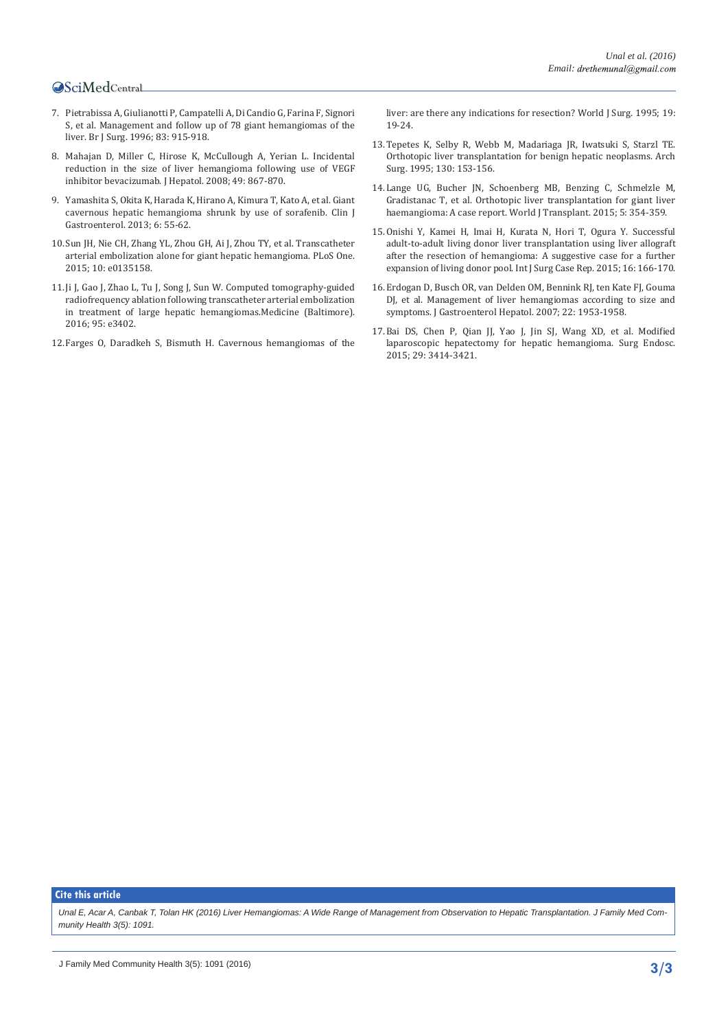7. Pietrabissa A, Giulianotti P, Campatelli A, Di Candio G, Farina F, Signori S, et al. Management and follow up of 78 giant hemangiomas of the liver. Br J Surg. 1996; 83: 915-918.

8. Mahajan D, Miller C, Hirose K, McCullough A, Yerian L. Incidental reduction in the size of liver hemangioma following use of VEGF inhibitor bevacizumab. J Hepatol. 2008; 49: 867-870.

9. Yamashita S, Okita K, Harada K, Hirano A, Kimura T, Kato A, et al. Giant cavernous hepatic hemangioma shrunk by use of sorafenib. Clin J Gastroenterol. 2013; 6: 55-62.

10. Sun JH, Nie CH, Zhang YL, Zhou GH, Ai J, Zhou TY, et al. Transcatheter arterial embolization alone for giant hepatic hemangioma. PLoS One. 2015; 10: e0135158.

11. Ji J, Gao J, Zhao L, Tu J, Song J, Sun W. Computed tomography-guided radiofrequency ablation following transcatheter arterial embolization in treatment of large hepatic hemangiomas.Medicine (Baltimore). 2016; 95: e3402.

12. Farges O, Daradkeh S, Bismuth H. Cavernous hemangiomas of the liver: are there any indications for resection? World J Surg. 1995; 19: 19-24.

13. Tepetes K, Selby R, Webb M, Madariaga JR, Iwatsuki S, Starzl TE. Orthotopic liver transplantation for benign hepatic neoplasms. Arch Surg. 1995; 130: 153-156.

14. Lange UG, Bucher JN, Schoenberg MB, Benzing C, Schmelzle M, Gradistanac T, et al. Orthotopic liver transplantation for giant liver haemangioma: A case report. World J Transplant. 2015; 5: 354-359.

15. Onishi Y, Kamei H, Imai H, Kurata N, Hori T, Ogura Y. Successful adult-to-adult living donor liver transplantation using liver allograft after the resection of hemangioma: A suggestive case for a further expansion of living donor pool. Int J Surg Case Rep. 2015; 16: 166-170.

16. Erdogan D, Busch OR, van Delden OM, Bennink RJ, ten Kate FJ, Gouma DJ, et al. Management of liver hemangiomas according to size and symptoms. J Gastroenterol Hepatol. 2007; 22: 1953-1958.

17. Bai DS, Chen P, Qian JJ, Yao J, Jin SJ, Wang XD, et al. Modified laparoscopic hepatectomy for hepatic hemangioma. Surg Endosc. 2015; 29: 3414-3421.

**Cite this article**

*Unal E, Acar A, Canbak T, Tolan HK (2016) Liver Hemangiomas: A Wide Range of Management from Observation to Hepatic Transplantation. J Family Med Community Health 3(5): 1091.*